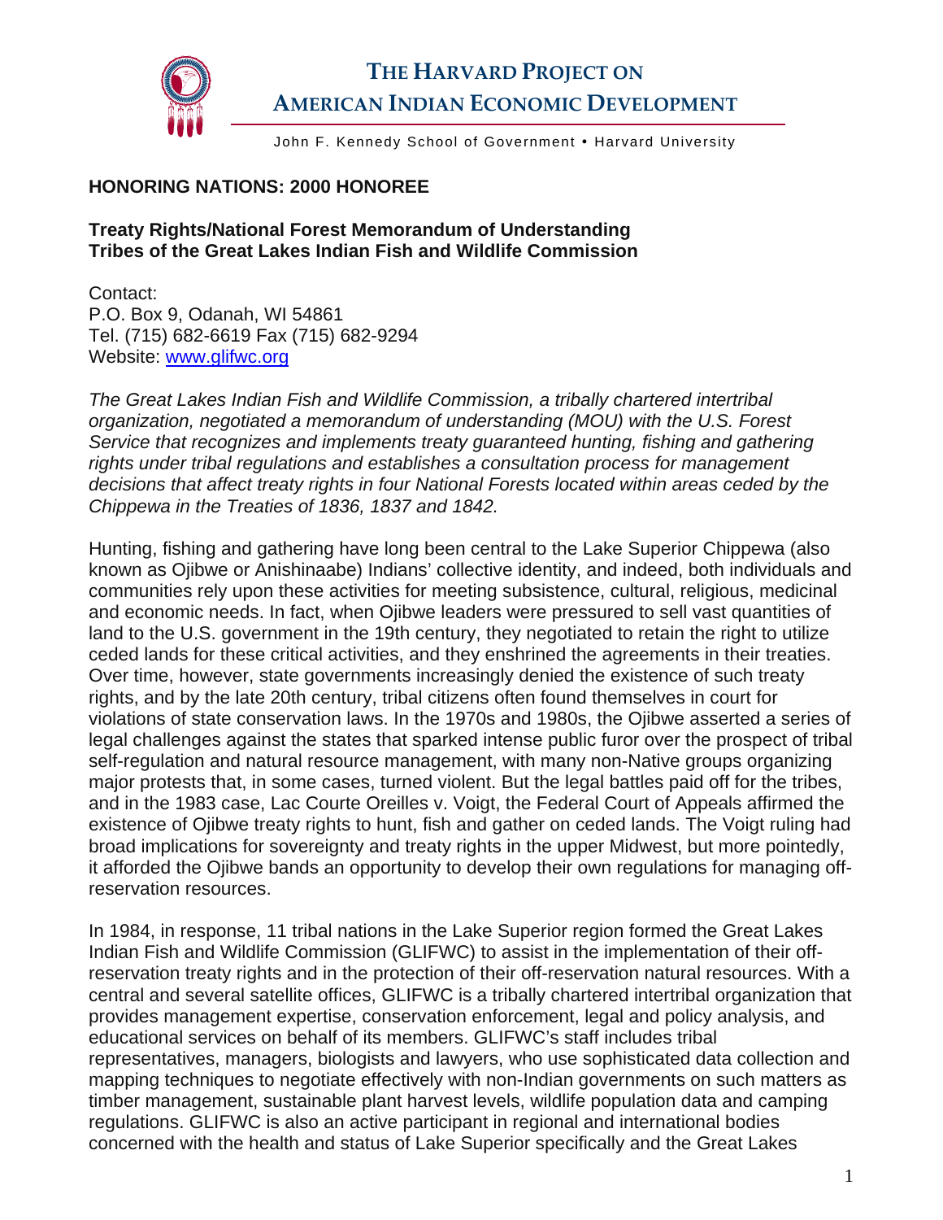# THE HARVARD PROJECT ON AMERICAN INDIAN ECONOMIC DEVELOPMENT

John F. Kennedy School of Government • Harvard University

**HONORING NATIONS: 2000 HONOREE**

**Treaty Rights/National Forest Memorandum of Understanding**
**Tribes of the Great Lakes Indian Fish and Wildlife Commission**

Contact:
P.O. Box 9, Odanah, WI 54861
Tel. (715) 682-6619 Fax (715) 682-9294
Website: [www.glifwc.org](www.glifwc.org)

*The Great Lakes Indian Fish and Wildlife Commission, a tribally chartered intertribal organization, negotiated a memorandum of understanding (MOU) with the U.S. Forest Service that recognizes and implements treaty guaranteed hunting, fishing and gathering rights under tribal regulations and establishes a consultation process for management decisions that affect treaty rights in four National Forests located within areas ceded by the Chippewa in the Treaties of 1836, 1837 and 1842.*

Hunting, fishing and gathering have long been central to the Lake Superior Chippewa (also known as Ojibwe or Anishinaabe) Indians' collective identity, and indeed, both individuals and communities rely upon these activities for meeting subsistence, cultural, religious, medicinal and economic needs. In fact, when Ojibwe leaders were pressured to sell vast quantities of land to the U.S. government in the 19th century, they negotiated to retain the right to utilize ceded lands for these critical activities, and they enshrined the agreements in their treaties. Over time, however, state governments increasingly denied the existence of such treaty rights, and by the late 20th century, tribal citizens often found themselves in court for violations of state conservation laws. In the 1970s and 1980s, the Ojibwe asserted a series of legal challenges against the states that sparked intense public furor over the prospect of tribal self-regulation and natural resource management, with many non-Native groups organizing major protests that, in some cases, turned violent. But the legal battles paid off for the tribes, and in the 1983 case, Lac Courte Oreilles v. Voigt, the Federal Court of Appeals affirmed the existence of Ojibwe treaty rights to hunt, fish and gather on ceded lands. The Voigt ruling had broad implications for sovereignty and treaty rights in the upper Midwest, but more pointedly, it afforded the Ojibwe bands an opportunity to develop their own regulations for managing off-reservation resources.

In 1984, in response, 11 tribal nations in the Lake Superior region formed the Great Lakes Indian Fish and Wildlife Commission (GLIFWC) to assist in the implementation of their off-reservation treaty rights and in the protection of their off-reservation natural resources. With a central and several satellite offices, GLIFWC is a tribally chartered intertribal organization that provides management expertise, conservation enforcement, legal and policy analysis, and educational services on behalf of its members. GLIFWC's staff includes tribal representatives, managers, biologists and lawyers, who use sophisticated data collection and mapping techniques to negotiate effectively with non-Indian governments on such matters as timber management, sustainable plant harvest levels, wildlife population data and camping regulations. GLIFWC is also an active participant in regional and international bodies concerned with the health and status of Lake Superior specifically and the Great Lakes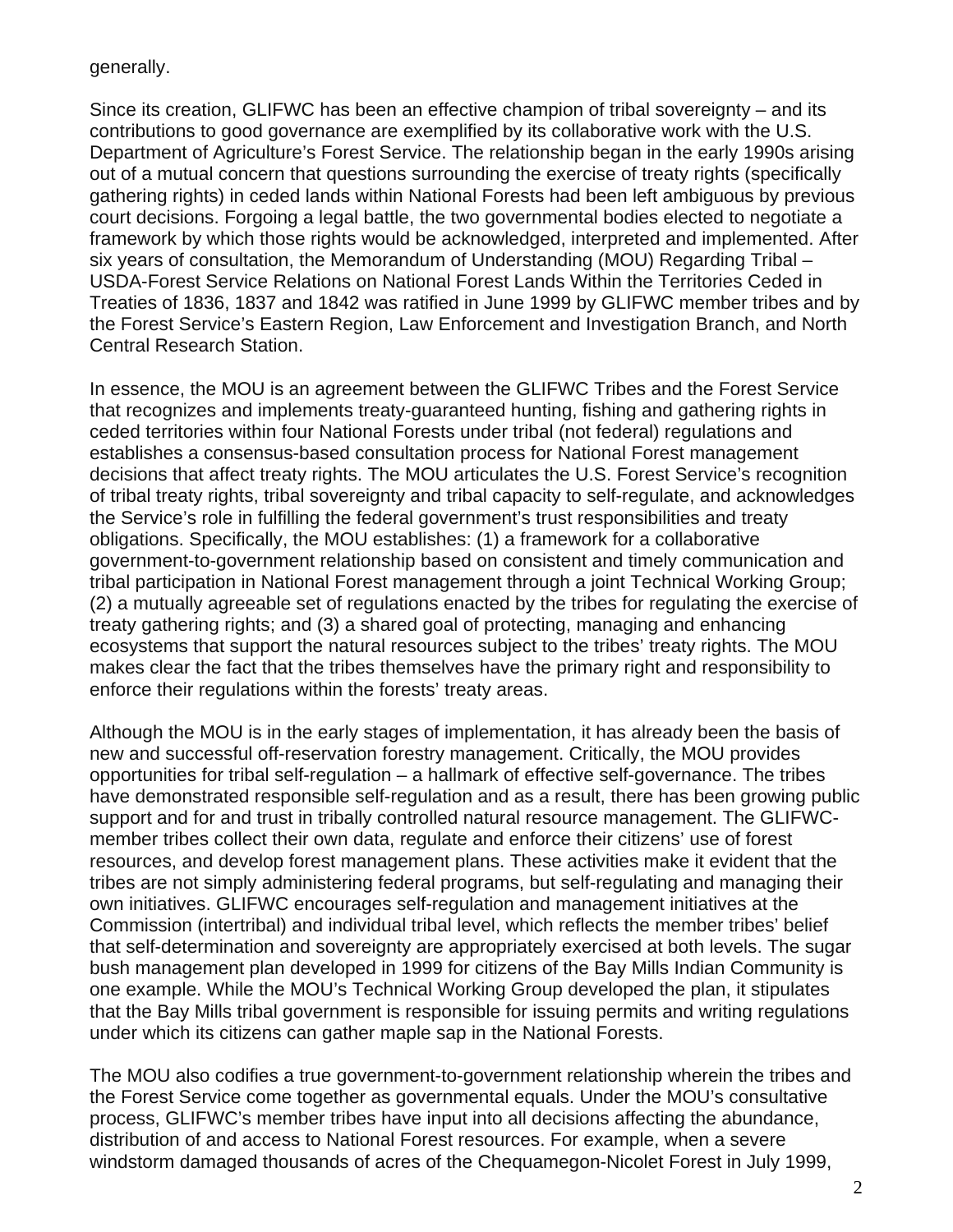generally.

Since its creation, GLIFWC has been an effective champion of tribal sovereignty – and its contributions to good governance are exemplified by its collaborative work with the U.S. Department of Agriculture's Forest Service. The relationship began in the early 1990s arising out of a mutual concern that questions surrounding the exercise of treaty rights (specifically gathering rights) in ceded lands within National Forests had been left ambiguous by previous court decisions. Forgoing a legal battle, the two governmental bodies elected to negotiate a framework by which those rights would be acknowledged, interpreted and implemented. After six years of consultation, the Memorandum of Understanding (MOU) Regarding Tribal – USDA-Forest Service Relations on National Forest Lands Within the Territories Ceded in Treaties of 1836, 1837 and 1842 was ratified in June 1999 by GLIFWC member tribes and by the Forest Service's Eastern Region, Law Enforcement and Investigation Branch, and North Central Research Station.

In essence, the MOU is an agreement between the GLIFWC Tribes and the Forest Service that recognizes and implements treaty-guaranteed hunting, fishing and gathering rights in ceded territories within four National Forests under tribal (not federal) regulations and establishes a consensus-based consultation process for National Forest management decisions that affect treaty rights. The MOU articulates the U.S. Forest Service's recognition of tribal treaty rights, tribal sovereignty and tribal capacity to self-regulate, and acknowledges the Service's role in fulfilling the federal government's trust responsibilities and treaty obligations. Specifically, the MOU establishes: (1) a framework for a collaborative government-to-government relationship based on consistent and timely communication and tribal participation in National Forest management through a joint Technical Working Group; (2) a mutually agreeable set of regulations enacted by the tribes for regulating the exercise of treaty gathering rights; and (3) a shared goal of protecting, managing and enhancing ecosystems that support the natural resources subject to the tribes' treaty rights. The MOU makes clear the fact that the tribes themselves have the primary right and responsibility to enforce their regulations within the forests' treaty areas.

Although the MOU is in the early stages of implementation, it has already been the basis of new and successful off-reservation forestry management. Critically, the MOU provides opportunities for tribal self-regulation – a hallmark of effective self-governance. The tribes have demonstrated responsible self-regulation and as a result, there has been growing public support and for and trust in tribally controlled natural resource management. The GLIFWC-member tribes collect their own data, regulate and enforce their citizens' use of forest resources, and develop forest management plans. These activities make it evident that the tribes are not simply administering federal programs, but self-regulating and managing their own initiatives. GLIFWC encourages self-regulation and management initiatives at the Commission (intertribal) and individual tribal level, which reflects the member tribes' belief that self-determination and sovereignty are appropriately exercised at both levels. The sugar bush management plan developed in 1999 for citizens of the Bay Mills Indian Community is one example. While the MOU's Technical Working Group developed the plan, it stipulates that the Bay Mills tribal government is responsible for issuing permits and writing regulations under which its citizens can gather maple sap in the National Forests.

The MOU also codifies a true government-to-government relationship wherein the tribes and the Forest Service come together as governmental equals. Under the MOU's consultative process, GLIFWC's member tribes have input into all decisions affecting the abundance, distribution of and access to National Forest resources. For example, when a severe windstorm damaged thousands of acres of the Chequamegon-Nicolet Forest in July 1999,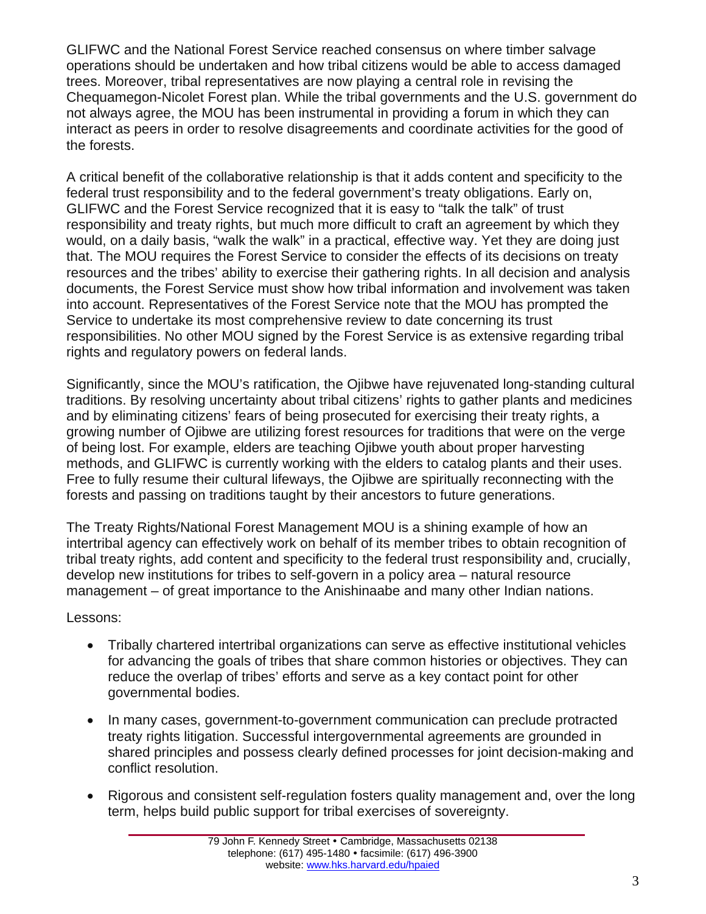GLIFWC and the National Forest Service reached consensus on where timber salvage operations should be undertaken and how tribal citizens would be able to access damaged trees. Moreover, tribal representatives are now playing a central role in revising the Chequamegon-Nicolet Forest plan. While the tribal governments and the U.S. government do not always agree, the MOU has been instrumental in providing a forum in which they can interact as peers in order to resolve disagreements and coordinate activities for the good of the forests.

A critical benefit of the collaborative relationship is that it adds content and specificity to the federal trust responsibility and to the federal government's treaty obligations. Early on, GLIFWC and the Forest Service recognized that it is easy to "talk the talk" of trust responsibility and treaty rights, but much more difficult to craft an agreement by which they would, on a daily basis, "walk the walk" in a practical, effective way. Yet they are doing just that. The MOU requires the Forest Service to consider the effects of its decisions on treaty resources and the tribes' ability to exercise their gathering rights. In all decision and analysis documents, the Forest Service must show how tribal information and involvement was taken into account. Representatives of the Forest Service note that the MOU has prompted the Service to undertake its most comprehensive review to date concerning its trust responsibilities. No other MOU signed by the Forest Service is as extensive regarding tribal rights and regulatory powers on federal lands.

Significantly, since the MOU's ratification, the Ojibwe have rejuvenated long-standing cultural traditions. By resolving uncertainty about tribal citizens' rights to gather plants and medicines and by eliminating citizens' fears of being prosecuted for exercising their treaty rights, a growing number of Ojibwe are utilizing forest resources for traditions that were on the verge of being lost. For example, elders are teaching Ojibwe youth about proper harvesting methods, and GLIFWC is currently working with the elders to catalog plants and their uses. Free to fully resume their cultural lifeways, the Ojibwe are spiritually reconnecting with the forests and passing on traditions taught by their ancestors to future generations.

The Treaty Rights/National Forest Management MOU is a shining example of how an intertribal agency can effectively work on behalf of its member tribes to obtain recognition of tribal treaty rights, add content and specificity to the federal trust responsibility and, crucially, develop new institutions for tribes to self-govern in a policy area – natural resource management – of great importance to the Anishinaabe and many other Indian nations.

Lessons:

- Tribally chartered intertribal organizations can serve as effective institutional vehicles for advancing the goals of tribes that share common histories or objectives. They can reduce the overlap of tribes' efforts and serve as a key contact point for other governmental bodies.
- In many cases, government-to-government communication can preclude protracted treaty rights litigation. Successful intergovernmental agreements are grounded in shared principles and possess clearly defined processes for joint decision-making and conflict resolution.
- Rigorous and consistent self-regulation fosters quality management and, over the long term, helps build public support for tribal exercises of sovereignty.

79 John F. Kennedy Street • Cambridge, Massachusetts 02138
telephone: (617) 495-1480 • facsimile: (617) 496-3900
website: www.hks.harvard.edu/hpaied